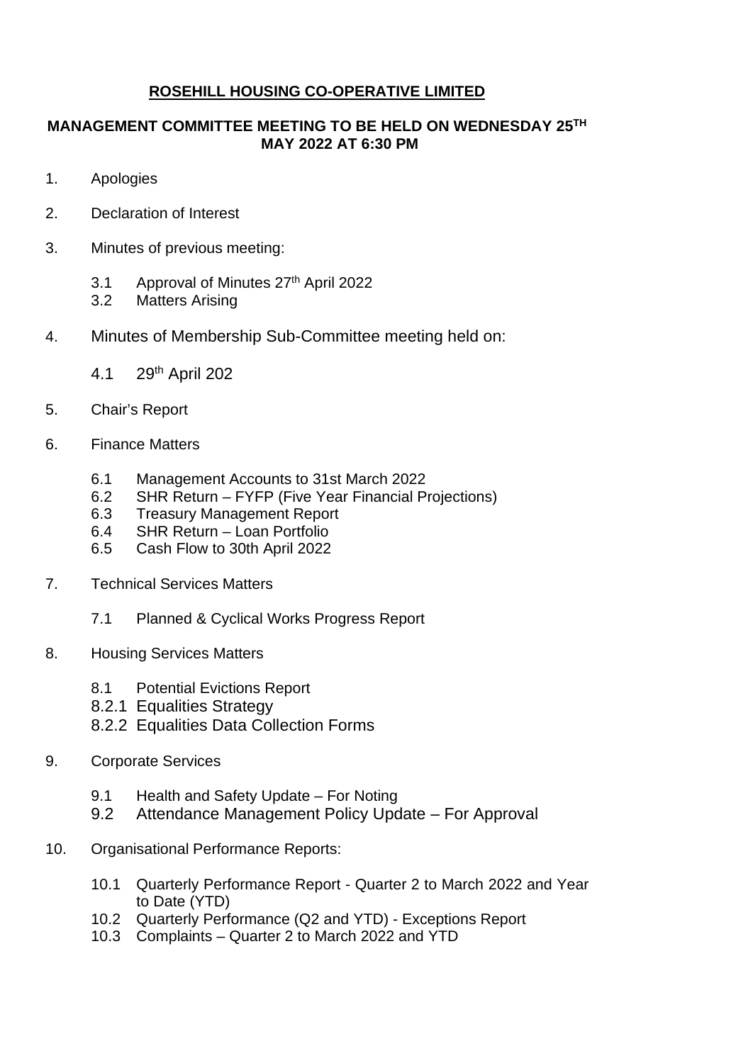# ROSEHILL HOUSING CO-OPERATIVE LIMITED

## MANAGEMENT COMMITTEE MEETING TO BE HELD ON WEDNESDAY 25TH MAY 2022 AT 6:30 PM

1. Apologies

2. Declaration of Interest

3. Minutes of previous meeting:

   3.1 Approval of Minutes 27th April 2022
   3.2 Matters Arising

4. Minutes of Membership Sub-Committee meeting held on:

   4.1 29th April 202

5. Chair's Report

6. Finance Matters

   6.1 Management Accounts to 31st March 2022
   6.2 SHR Return – FYFP (Five Year Financial Projections)
   6.3 Treasury Management Report
   6.4 SHR Return – Loan Portfolio
   6.5 Cash Flow to 30th April 2022

7. Technical Services Matters

   7.1 Planned & Cyclical Works Progress Report

8. Housing Services Matters

   8.1 Potential Evictions Report
   8.2.1 Equalities Strategy
   8.2.2 Equalities Data Collection Forms

9. Corporate Services

   9.1 Health and Safety Update – For Noting
   9.2 Attendance Management Policy Update – For Approval

10. Organisational Performance Reports:

    10.1 Quarterly Performance Report - Quarter 2 to March 2022 and Year to Date (YTD)
    10.2 Quarterly Performance (Q2 and YTD) - Exceptions Report
    10.3 Complaints – Quarter 2 to March 2022 and YTD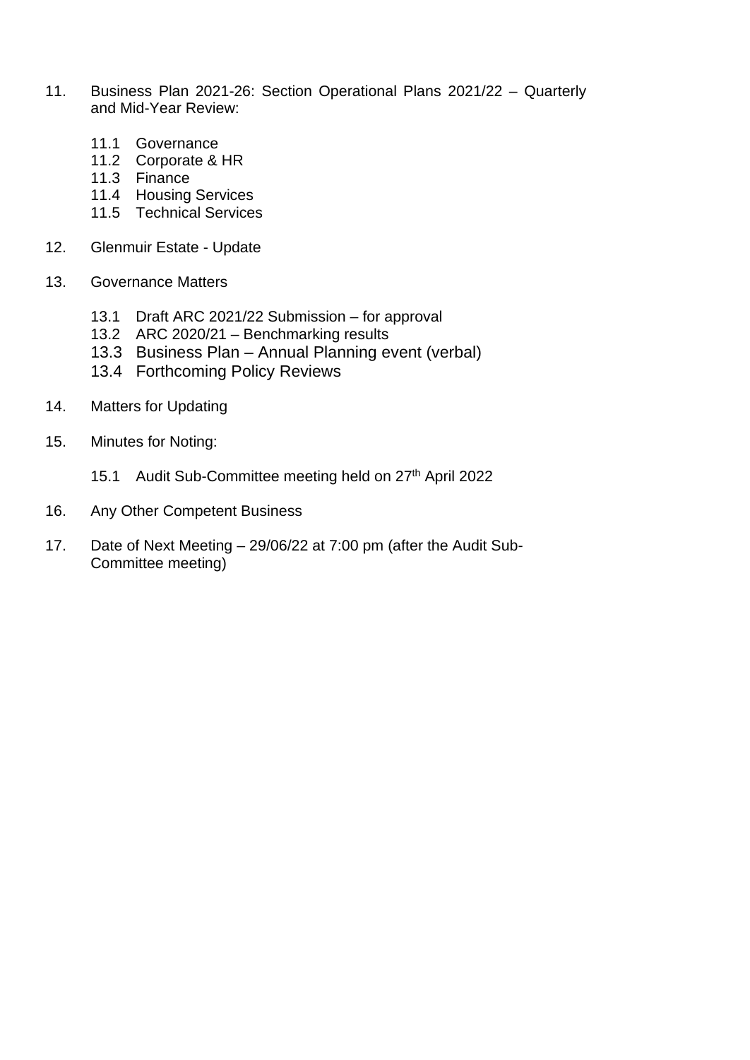11. Business Plan 2021-26: Section Operational Plans 2021/22 – Quarterly and Mid-Year Review:

    11.1 Governance
    11.2 Corporate & HR
    11.3 Finance
    11.4 Housing Services
    11.5 Technical Services

12. Glenmuir Estate - Update

13. Governance Matters

    13.1 Draft ARC 2021/22 Submission – for approval
    13.2 ARC 2020/21 – Benchmarking results
    13.3 Business Plan – Annual Planning event (verbal)
    13.4 Forthcoming Policy Reviews

14. Matters for Updating

15. Minutes for Noting:

    15.1 Audit Sub-Committee meeting held on 27th April 2022

16. Any Other Competent Business

17. Date of Next Meeting – 29/06/22 at 7:00 pm (after the Audit Sub-Committee meeting)